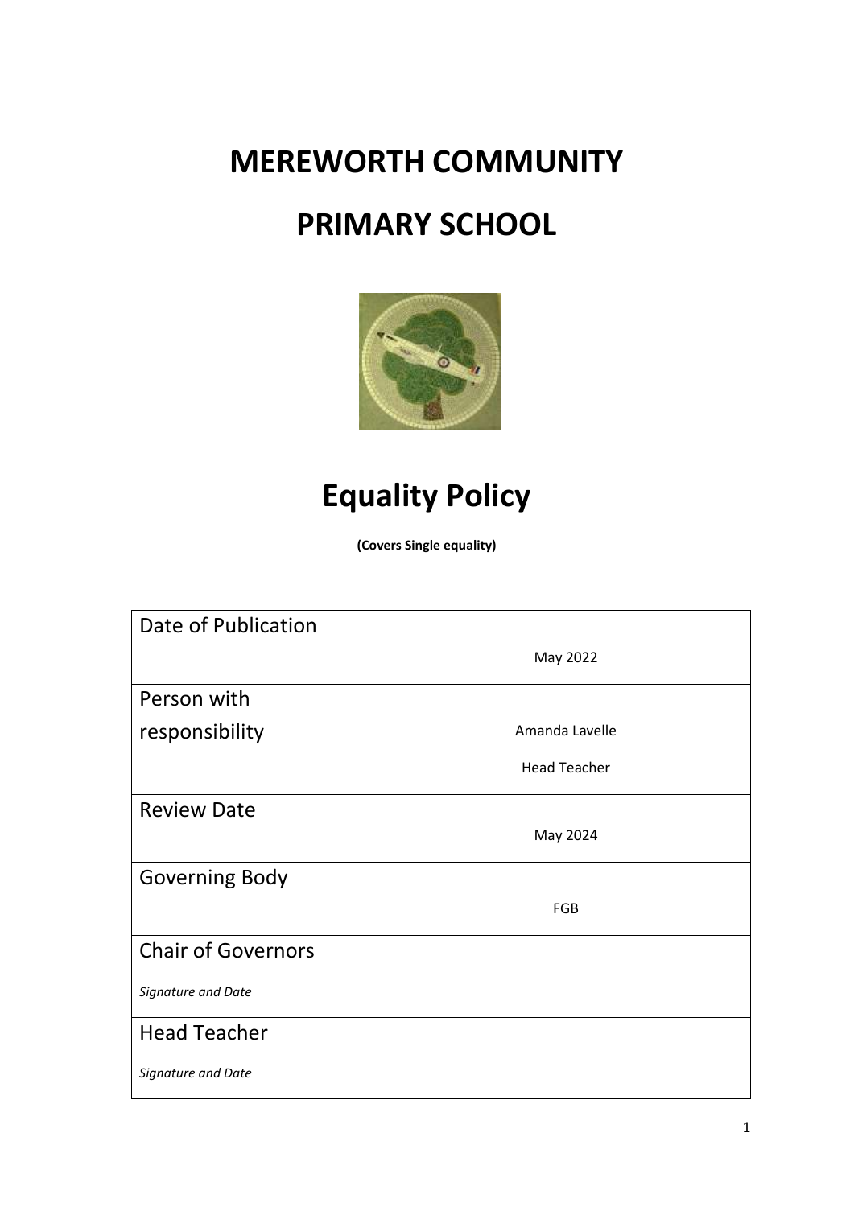# MEREWORTH COMMUNITY

# PRIMARY SCHOOL

# Equality Policy

**(Covers Single equality)**

| | |
|---|---|
| Date of Publication | May 2022 |
| Person with responsibility | Amanda Lavelle<br>Head Teacher |
| Review Date | May 2024 |
| Governing Body | FGB |
| Chair of Governors<br>*Signature and Date* | |
| Head Teacher<br>*Signature and Date* | |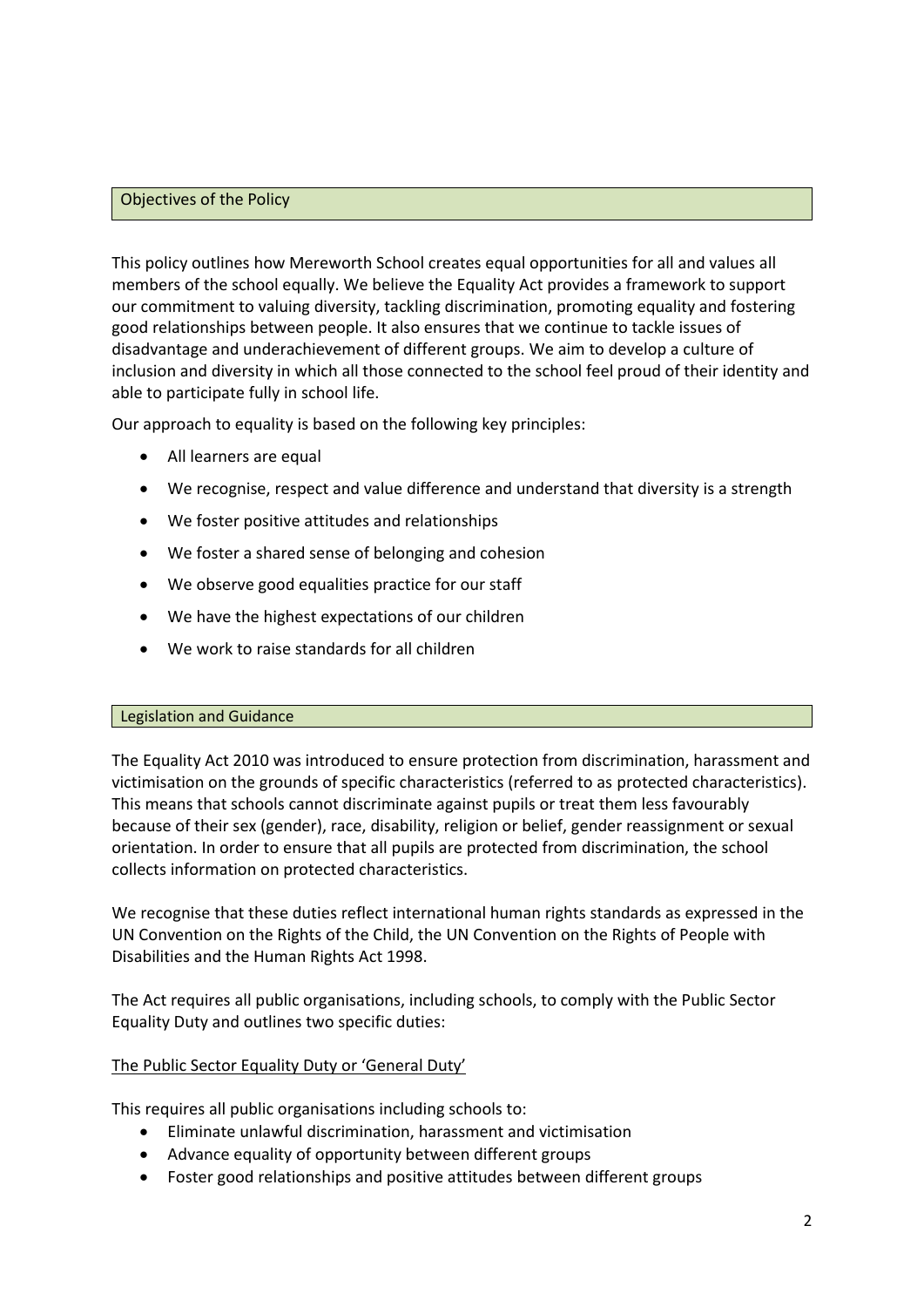## Objectives of the Policy

This policy outlines how Mereworth School creates equal opportunities for all and values all members of the school equally. We believe the Equality Act provides a framework to support our commitment to valuing diversity, tackling discrimination, promoting equality and fostering good relationships between people. It also ensures that we continue to tackle issues of disadvantage and underachievement of different groups. We aim to develop a culture of inclusion and diversity in which all those connected to the school feel proud of their identity and able to participate fully in school life.

Our approach to equality is based on the following key principles:

- All learners are equal
- We recognise, respect and value difference and understand that diversity is a strength
- We foster positive attitudes and relationships
- We foster a shared sense of belonging and cohesion
- We observe good equalities practice for our staff
- We have the highest expectations of our children
- We work to raise standards for all children

## Legislation and Guidance

The Equality Act 2010 was introduced to ensure protection from discrimination, harassment and victimisation on the grounds of specific characteristics (referred to as protected characteristics). This means that schools cannot discriminate against pupils or treat them less favourably because of their sex (gender), race, disability, religion or belief, gender reassignment or sexual orientation. In order to ensure that all pupils are protected from discrimination, the school collects information on protected characteristics.

We recognise that these duties reflect international human rights standards as expressed in the UN Convention on the Rights of the Child, the UN Convention on the Rights of People with Disabilities and the Human Rights Act 1998.

The Act requires all public organisations, including schools, to comply with the Public Sector Equality Duty and outlines two specific duties:

<u>The Public Sector Equality Duty or 'General Duty'</u>

This requires all public organisations including schools to:

- Eliminate unlawful discrimination, harassment and victimisation
- Advance equality of opportunity between different groups
- Foster good relationships and positive attitudes between different groups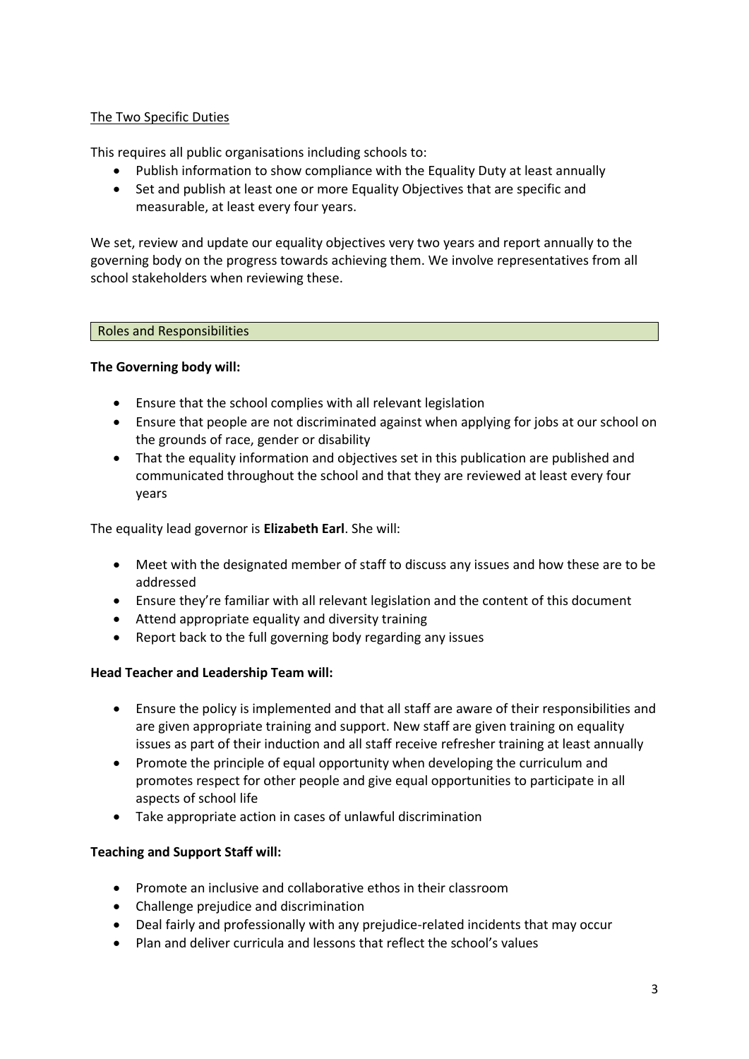## The Two Specific Duties

This requires all public organisations including schools to:

- Publish information to show compliance with the Equality Duty at least annually
- Set and publish at least one or more Equality Objectives that are specific and measurable, at least every four years.

We set, review and update our equality objectives very two years and report annually to the governing body on the progress towards achieving them. We involve representatives from all school stakeholders when reviewing these.

## Roles and Responsibilities

**The Governing body will:**

- Ensure that the school complies with all relevant legislation
- Ensure that people are not discriminated against when applying for jobs at our school on the grounds of race, gender or disability
- That the equality information and objectives set in this publication are published and communicated throughout the school and that they are reviewed at least every four years

The equality lead governor is **Elizabeth Earl**. She will:

- Meet with the designated member of staff to discuss any issues and how these are to be addressed
- Ensure they're familiar with all relevant legislation and the content of this document
- Attend appropriate equality and diversity training
- Report back to the full governing body regarding any issues

**Head Teacher and Leadership Team will:**

- Ensure the policy is implemented and that all staff are aware of their responsibilities and are given appropriate training and support. New staff are given training on equality issues as part of their induction and all staff receive refresher training at least annually
- Promote the principle of equal opportunity when developing the curriculum and promotes respect for other people and give equal opportunities to participate in all aspects of school life
- Take appropriate action in cases of unlawful discrimination

**Teaching and Support Staff will:**

- Promote an inclusive and collaborative ethos in their classroom
- Challenge prejudice and discrimination
- Deal fairly and professionally with any prejudice-related incidents that may occur
- Plan and deliver curricula and lessons that reflect the school's values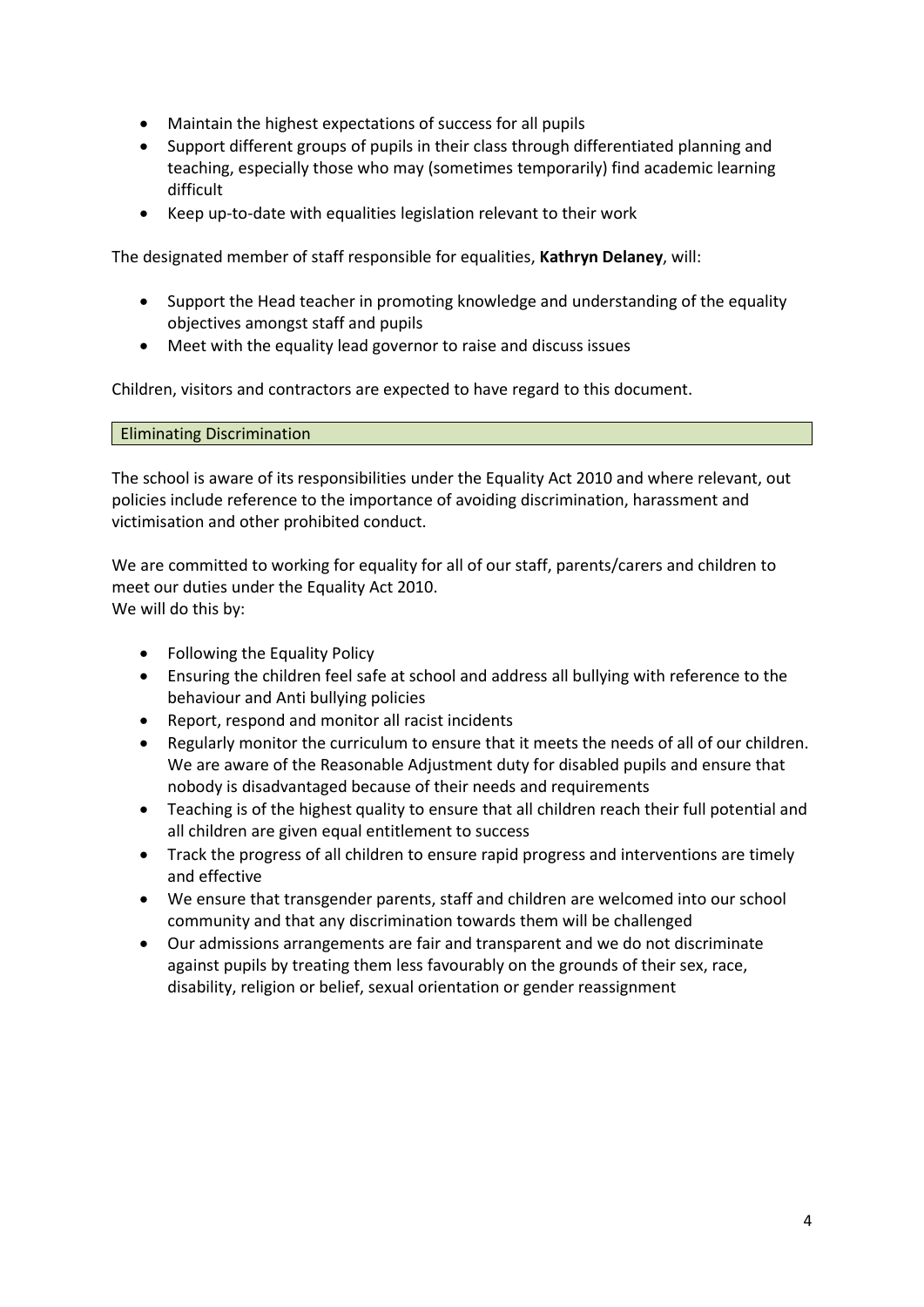- Maintain the highest expectations of success for all pupils
- Support different groups of pupils in their class through differentiated planning and teaching, especially those who may (sometimes temporarily) find academic learning difficult
- Keep up-to-date with equalities legislation relevant to their work

The designated member of staff responsible for equalities, **Kathryn Delaney**, will:

- Support the Head teacher in promoting knowledge and understanding of the equality objectives amongst staff and pupils
- Meet with the equality lead governor to raise and discuss issues

Children, visitors and contractors are expected to have regard to this document.

## Eliminating Discrimination

The school is aware of its responsibilities under the Equality Act 2010 and where relevant, out policies include reference to the importance of avoiding discrimination, harassment and victimisation and other prohibited conduct.

We are committed to working for equality for all of our staff, parents/carers and children to meet our duties under the Equality Act 2010.
We will do this by:

- Following the Equality Policy
- Ensuring the children feel safe at school and address all bullying with reference to the behaviour and Anti bullying policies
- Report, respond and monitor all racist incidents
- Regularly monitor the curriculum to ensure that it meets the needs of all of our children. We are aware of the Reasonable Adjustment duty for disabled pupils and ensure that nobody is disadvantaged because of their needs and requirements
- Teaching is of the highest quality to ensure that all children reach their full potential and all children are given equal entitlement to success
- Track the progress of all children to ensure rapid progress and interventions are timely and effective
- We ensure that transgender parents, staff and children are welcomed into our school community and that any discrimination towards them will be challenged
- Our admissions arrangements are fair and transparent and we do not discriminate against pupils by treating them less favourably on the grounds of their sex, race, disability, religion or belief, sexual orientation or gender reassignment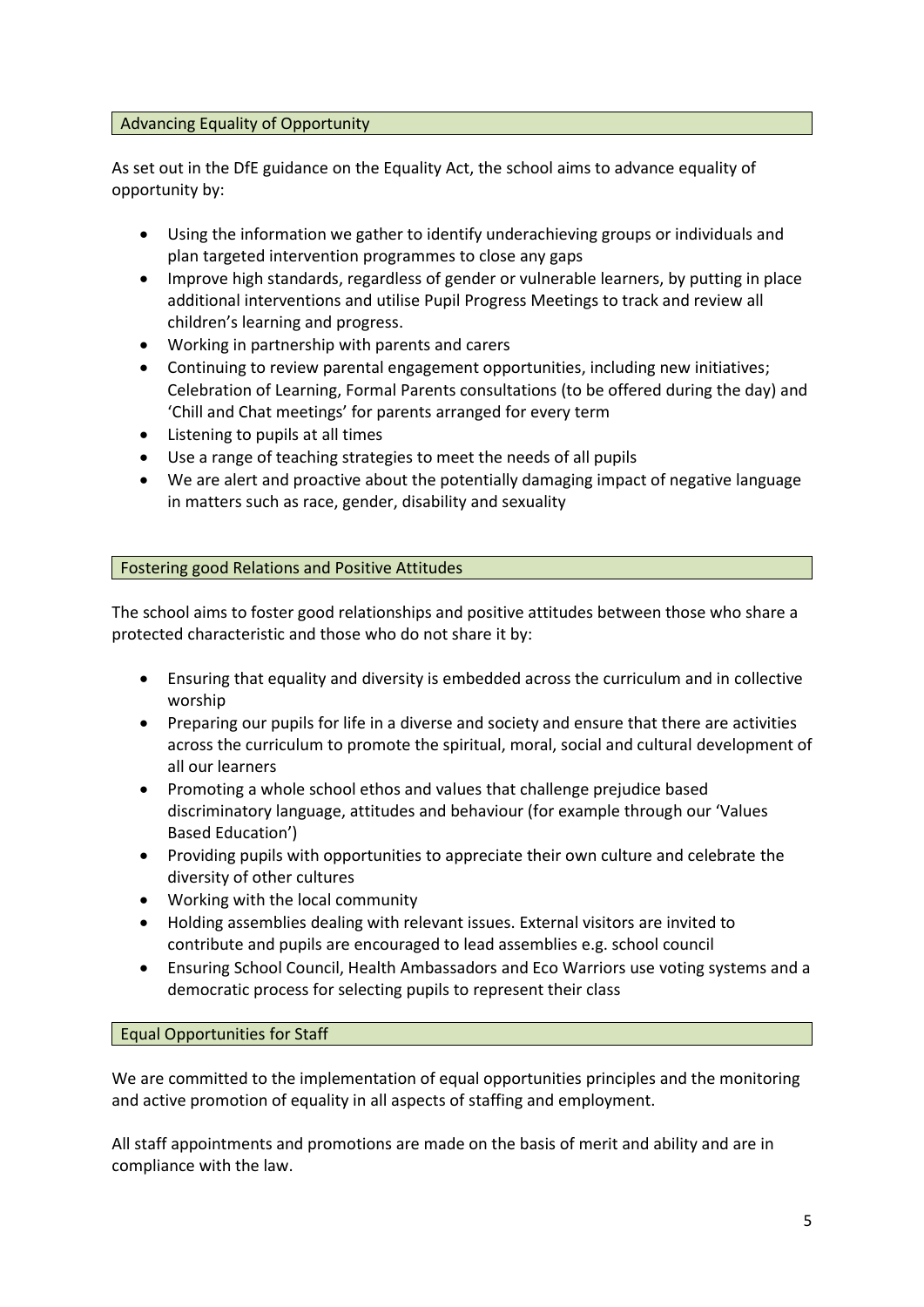## Advancing Equality of Opportunity

As set out in the DfE guidance on the Equality Act, the school aims to advance equality of opportunity by:

- Using the information we gather to identify underachieving groups or individuals and plan targeted intervention programmes to close any gaps
- Improve high standards, regardless of gender or vulnerable learners, by putting in place additional interventions and utilise Pupil Progress Meetings to track and review all children's learning and progress.
- Working in partnership with parents and carers
- Continuing to review parental engagement opportunities, including new initiatives; Celebration of Learning, Formal Parents consultations (to be offered during the day) and 'Chill and Chat meetings' for parents arranged for every term
- Listening to pupils at all times
- Use a range of teaching strategies to meet the needs of all pupils
- We are alert and proactive about the potentially damaging impact of negative language in matters such as race, gender, disability and sexuality

## Fostering good Relations and Positive Attitudes

The school aims to foster good relationships and positive attitudes between those who share a protected characteristic and those who do not share it by:

- Ensuring that equality and diversity is embedded across the curriculum and in collective worship
- Preparing our pupils for life in a diverse and society and ensure that there are activities across the curriculum to promote the spiritual, moral, social and cultural development of all our learners
- Promoting a whole school ethos and values that challenge prejudice based discriminatory language, attitudes and behaviour (for example through our 'Values Based Education')
- Providing pupils with opportunities to appreciate their own culture and celebrate the diversity of other cultures
- Working with the local community
- Holding assemblies dealing with relevant issues. External visitors are invited to contribute and pupils are encouraged to lead assemblies e.g. school council
- Ensuring School Council, Health Ambassadors and Eco Warriors use voting systems and a democratic process for selecting pupils to represent their class

## Equal Opportunities for Staff

We are committed to the implementation of equal opportunities principles and the monitoring and active promotion of equality in all aspects of staffing and employment.

All staff appointments and promotions are made on the basis of merit and ability and are in compliance with the law.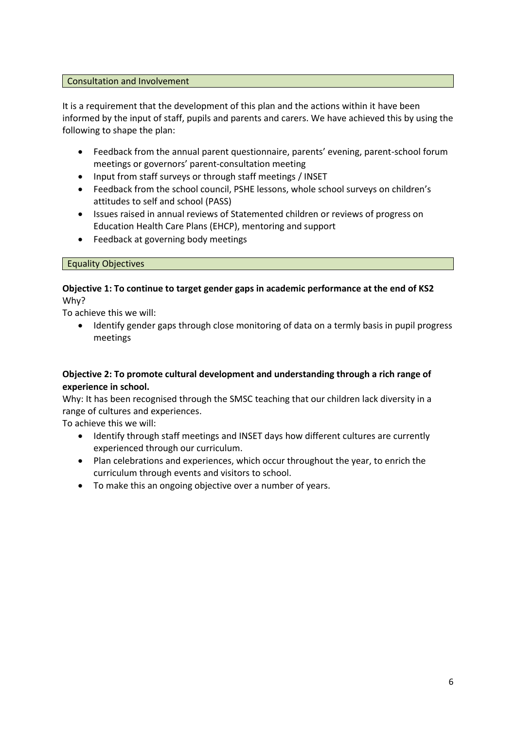## Consultation and Involvement

It is a requirement that the development of this plan and the actions within it have been informed by the input of staff, pupils and parents and carers. We have achieved this by using the following to shape the plan:

- Feedback from the annual parent questionnaire, parents' evening, parent-school forum meetings or governors' parent-consultation meeting
- Input from staff surveys or through staff meetings / INSET
- Feedback from the school council, PSHE lessons, whole school surveys on children's attitudes to self and school (PASS)
- Issues raised in annual reviews of Statemented children or reviews of progress on Education Health Care Plans (EHCP), mentoring and support
- Feedback at governing body meetings

## Equality Objectives

**Objective 1: To continue to target gender gaps in academic performance at the end of KS2**
Why?

To achieve this we will:

- Identify gender gaps through close monitoring of data on a termly basis in pupil progress meetings

**Objective 2: To promote cultural development and understanding through a rich range of experience in school.**

Why: It has been recognised through the SMSC teaching that our children lack diversity in a range of cultures and experiences.

To achieve this we will:

- Identify through staff meetings and INSET days how different cultures are currently experienced through our curriculum.
- Plan celebrations and experiences, which occur throughout the year, to enrich the curriculum through events and visitors to school.
- To make this an ongoing objective over a number of years.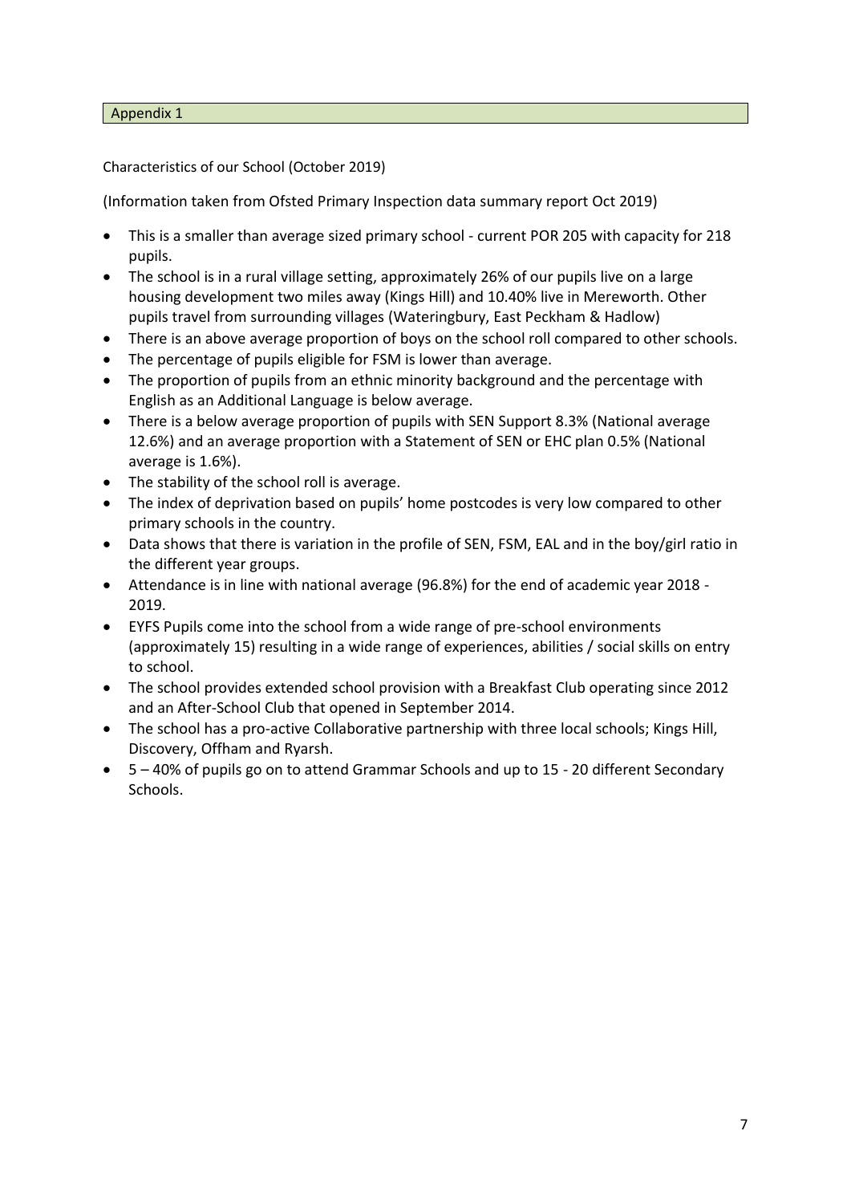## Appendix 1

Characteristics of our School (October 2019)

(Information taken from Ofsted Primary Inspection data summary report Oct 2019)

- This is a smaller than average sized primary school - current POR 205 with capacity for 218 pupils.
- The school is in a rural village setting, approximately 26% of our pupils live on a large housing development two miles away (Kings Hill) and 10.40% live in Mereworth. Other pupils travel from surrounding villages (Wateringbury, East Peckham & Hadlow)
- There is an above average proportion of boys on the school roll compared to other schools.
- The percentage of pupils eligible for FSM is lower than average.
- The proportion of pupils from an ethnic minority background and the percentage with English as an Additional Language is below average.
- There is a below average proportion of pupils with SEN Support 8.3% (National average 12.6%) and an average proportion with a Statement of SEN or EHC plan 0.5% (National average is 1.6%).
- The stability of the school roll is average.
- The index of deprivation based on pupils' home postcodes is very low compared to other primary schools in the country.
- Data shows that there is variation in the profile of SEN, FSM, EAL and in the boy/girl ratio in the different year groups.
- Attendance is in line with national average (96.8%) for the end of academic year 2018 - 2019.
- EYFS Pupils come into the school from a wide range of pre-school environments (approximately 15) resulting in a wide range of experiences, abilities / social skills on entry to school.
- The school provides extended school provision with a Breakfast Club operating since 2012 and an After-School Club that opened in September 2014.
- The school has a pro-active Collaborative partnership with three local schools; Kings Hill, Discovery, Offham and Ryarsh.
- 5 – 40% of pupils go on to attend Grammar Schools and up to 15 - 20 different Secondary Schools.